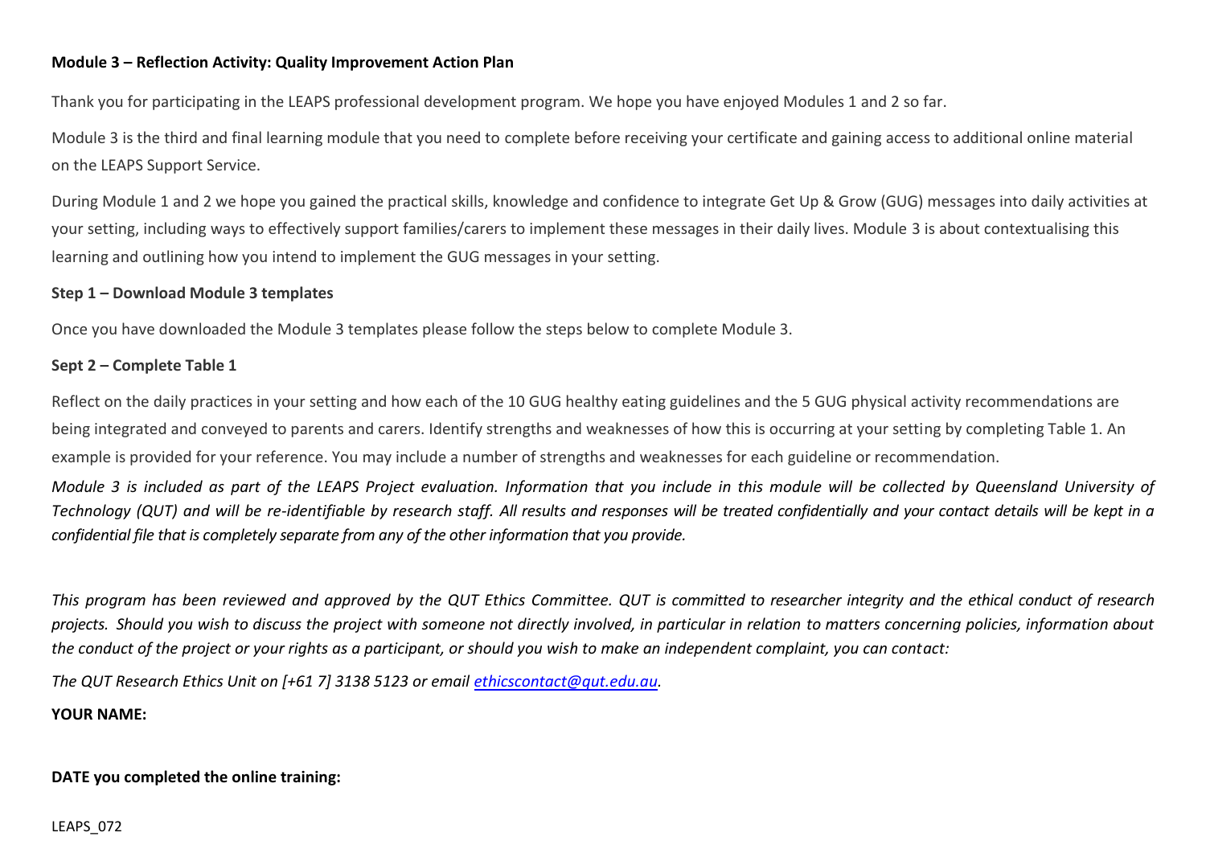**Module 3 – Reflection Activity: Quality Improvement Action Plan**

Thank you for participating in the LEAPS professional development program. We hope you have enjoyed Modules 1 and 2 so far.

Module 3 is the third and final learning module that you need to complete before receiving your certificate and gaining access to additional online material on the LEAPS Support Service.

During Module 1 and 2 we hope you gained the practical skills, knowledge and confidence to integrate Get Up & Grow (GUG) messages into daily activities at your setting, including ways to effectively support families/carers to implement these messages in their daily lives. Module 3 is about contextualising this learning and outlining how you intend to implement the GUG messages in your setting.

**Step 1 – Download Module 3 templates**

Once you have downloaded the Module 3 templates please follow the steps below to complete Module 3.

**Sept 2 – Complete Table 1**

Reflect on the daily practices in your setting and how each of the 10 GUG healthy eating guidelines and the 5 GUG physical activity recommendations are being integrated and conveyed to parents and carers. Identify strengths and weaknesses of how this is occurring at your setting by completing Table 1. An example is provided for your reference. You may include a number of strengths and weaknesses for each guideline or recommendation.

*Module 3 is included as part of the LEAPS Project evaluation. Information that you include in this module will be collected by Queensland University of Technology (QUT) and will be re-identifiable by research staff. All results and responses will be treated confidentially and your contact details will be kept in a confidential file that is completely separate from any of the other information that you provide.*

*This program has been reviewed and approved by the QUT Ethics Committee. QUT is committed to researcher integrity and the ethical conduct of research projects. Should you wish to discuss the project with someone not directly involved, in particular in relation to matters concerning policies, information about the conduct of the project or your rights as a participant, or should you wish to make an independent complaint, you can contact:*

*The QUT Research Ethics Unit on [+61 7] 3138 5123 or email ethicscontact@qut.edu.au.*

**YOUR NAME:**

**DATE you completed the online training:**

LEAPS_072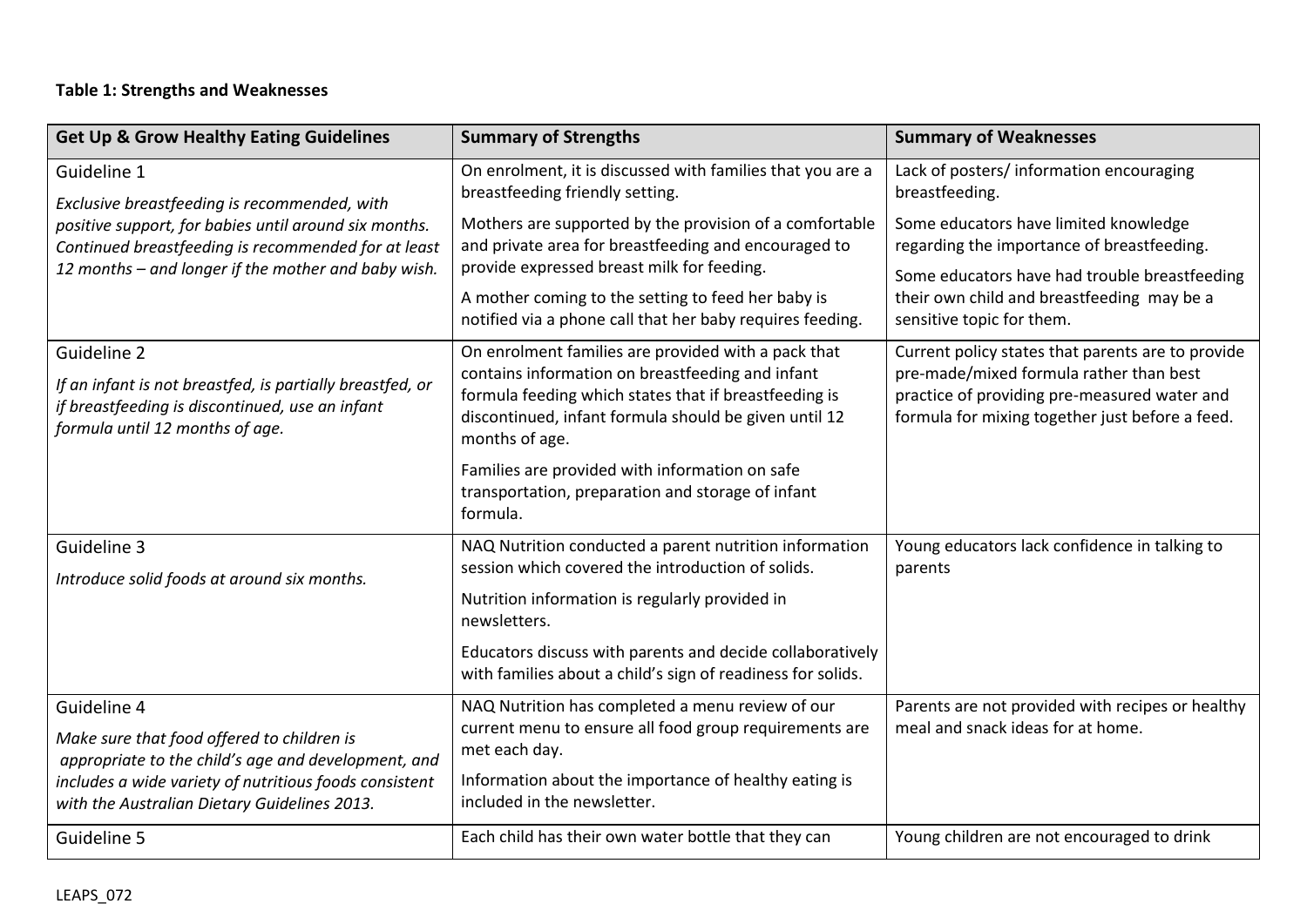**Table 1: Strengths and Weaknesses**

| Get Up & Grow Healthy Eating Guidelines | Summary of Strengths | Summary of Weaknesses |
|---|---|---|
| Guideline 1<br>*Exclusive breastfeeding is recommended, with positive support, for babies until around six months. Continued breastfeeding is recommended for at least 12 months – and longer if the mother and baby wish.* | On enrolment, it is discussed with families that you are a breastfeeding friendly setting.<br>Mothers are supported by the provision of a comfortable and private area for breastfeeding and encouraged to provide expressed breast milk for feeding.<br>A mother coming to the setting to feed her baby is notified via a phone call that her baby requires feeding. | Lack of posters/ information encouraging breastfeeding.<br>Some educators have limited knowledge regarding the importance of breastfeeding.<br>Some educators have had trouble breastfeeding their own child and breastfeeding may be a sensitive topic for them. |
| Guideline 2<br>*If an infant is not breastfed, is partially breastfed, or if breastfeeding is discontinued, use an infant formula until 12 months of age.* | On enrolment families are provided with a pack that contains information on breastfeeding and infant formula feeding which states that if breastfeeding is discontinued, infant formula should be given until 12 months of age.<br>Families are provided with information on safe transportation, preparation and storage of infant formula. | Current policy states that parents are to provide pre-made/mixed formula rather than best practice of providing pre-measured water and formula for mixing together just before a feed. |
| Guideline 3<br>*Introduce solid foods at around six months.* | NAQ Nutrition conducted a parent nutrition information session which covered the introduction of solids.<br>Nutrition information is regularly provided in newsletters.<br>Educators discuss with parents and decide collaboratively with families about a child's sign of readiness for solids. | Young educators lack confidence in talking to parents |
| Guideline 4<br>*Make sure that food offered to children is appropriate to the child's age and development, and includes a wide variety of nutritious foods consistent with the Australian Dietary Guidelines 2013.* | NAQ Nutrition has completed a menu review of our current menu to ensure all food group requirements are met each day.<br>Information about the importance of healthy eating is included in the newsletter. | Parents are not provided with recipes or healthy meal and snack ideas for at home. |
| Guideline 5 | Each child has their own water bottle that they can | Young children are not encouraged to drink |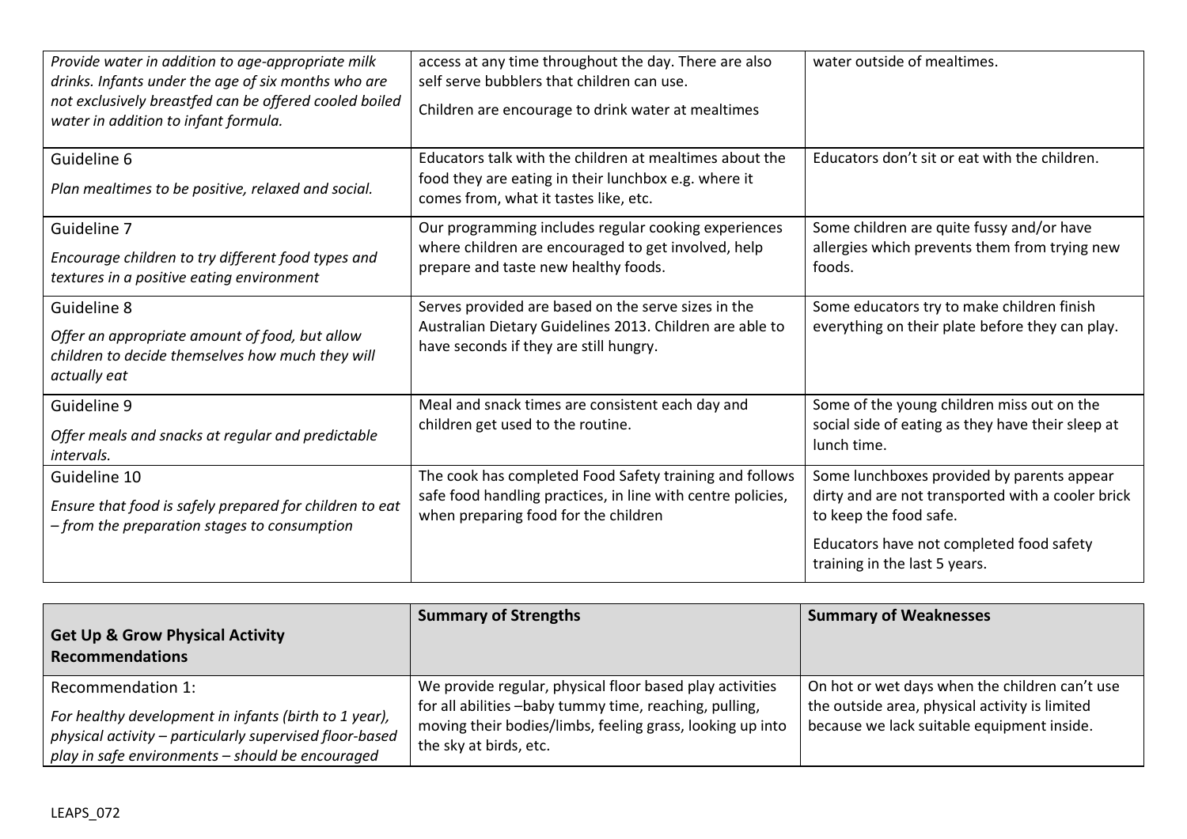| | | |
|---|---|---|
| *Provide water in addition to age-appropriate milk drinks. Infants under the age of six months who are not exclusively breastfed can be offered cooled boiled water in addition to infant formula.* | access at any time throughout the day. There are also self serve bubblers that children can use.<br><br>Children are encourage to drink water at mealtimes | water outside of mealtimes. |
| Guideline 6<br><br>*Plan mealtimes to be positive, relaxed and social.* | Educators talk with the children at mealtimes about the food they are eating in their lunchbox e.g. where it comes from, what it tastes like, etc. | Educators don't sit or eat with the children. |
| Guideline 7<br><br>*Encourage children to try different food types and textures in a positive eating environment* | Our programming includes regular cooking experiences where children are encouraged to get involved, help prepare and taste new healthy foods. | Some children are quite fussy and/or have allergies which prevents them from trying new foods. |
| Guideline 8<br><br>*Offer an appropriate amount of food, but allow children to decide themselves how much they will actually eat* | Serves provided are based on the serve sizes in the Australian Dietary Guidelines 2013. Children are able to have seconds if they are still hungry. | Some educators try to make children finish everything on their plate before they can play. |
| Guideline 9<br><br>*Offer meals and snacks at regular and predictable intervals.* | Meal and snack times are consistent each day and children get used to the routine. | Some of the young children miss out on the social side of eating as they have their sleep at lunch time. |
| Guideline 10<br><br>*Ensure that food is safely prepared for children to eat – from the preparation stages to consumption* | The cook has completed Food Safety training and follows safe food handling practices, in line with centre policies, when preparing food for the children | Some lunchboxes provided by parents appear dirty and are not transported with a cooler brick to keep the food safe.<br><br>Educators have not completed food safety training in the last 5 years. |

| **Get Up & Grow Physical Activity Recommendations** | **Summary of Strengths** | **Summary of Weaknesses** |
|---|---|---|
| Recommendation 1:<br><br>*For healthy development in infants (birth to 1 year), physical activity – particularly supervised floor-based play in safe environments – should be encouraged* | We provide regular, physical floor based play activities for all abilities –baby tummy time, reaching, pulling, moving their bodies/limbs, feeling grass, looking up into the sky at birds, etc. | On hot or wet days when the children can't use the outside area, physical activity is limited because we lack suitable equipment inside. |

LEAPS_072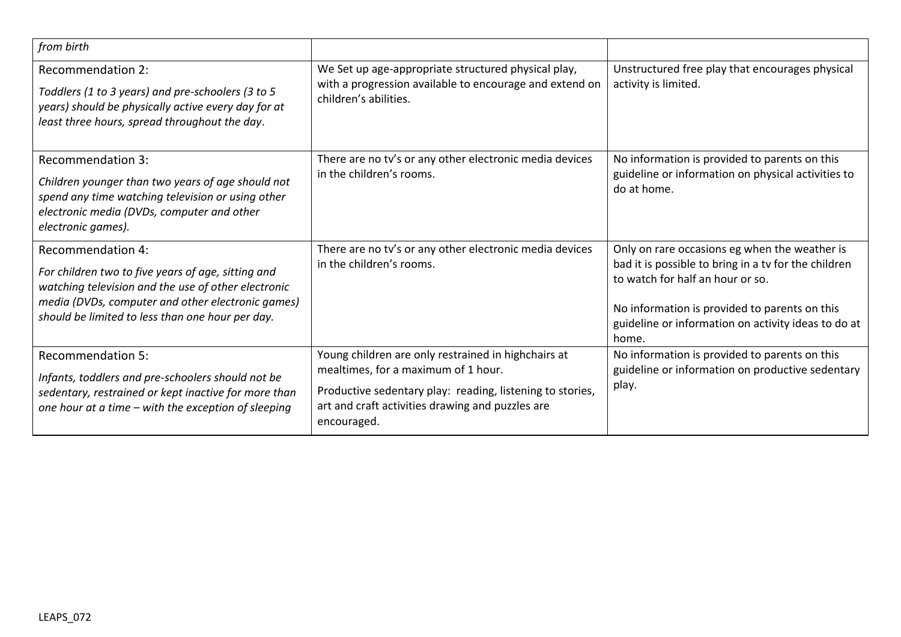| | | |
|---|---|---|
| *from birth* | | |
| Recommendation 2:<br><br>*Toddlers (1 to 3 years) and pre-schoolers (3 to 5 years) should be physically active every day for at least three hours, spread throughout the day.* | We Set up age-appropriate structured physical play, with a progression available to encourage and extend on children's abilities. | Unstructured free play that encourages physical activity is limited. |
| Recommendation 3:<br><br>*Children younger than two years of age should not spend any time watching television or using other electronic media (DVDs, computer and other electronic games).* | There are no tv's or any other electronic media devices in the children's rooms. | No information is provided to parents on this guideline or information on physical activities to do at home. |
| Recommendation 4:<br><br>*For children two to five years of age, sitting and watching television and the use of other electronic media (DVDs, computer and other electronic games) should be limited to less than one hour per day.* | There are no tv's or any other electronic media devices in the children's rooms. | Only on rare occasions eg when the weather is bad it is possible to bring in a tv for the children to watch for half an hour or so.<br><br>No information is provided to parents on this guideline or information on activity ideas to do at home. |
| Recommendation 5:<br><br>*Infants, toddlers and pre-schoolers should not be sedentary, restrained or kept inactive for more than one hour at a time – with the exception of sleeping* | Young children are only restrained in highchairs at mealtimes, for a maximum of 1 hour.<br><br>Productive sedentary play: reading, listening to stories, art and craft activities drawing and puzzles are encouraged. | No information is provided to parents on this guideline or information on productive sedentary play. |

LEAPS_072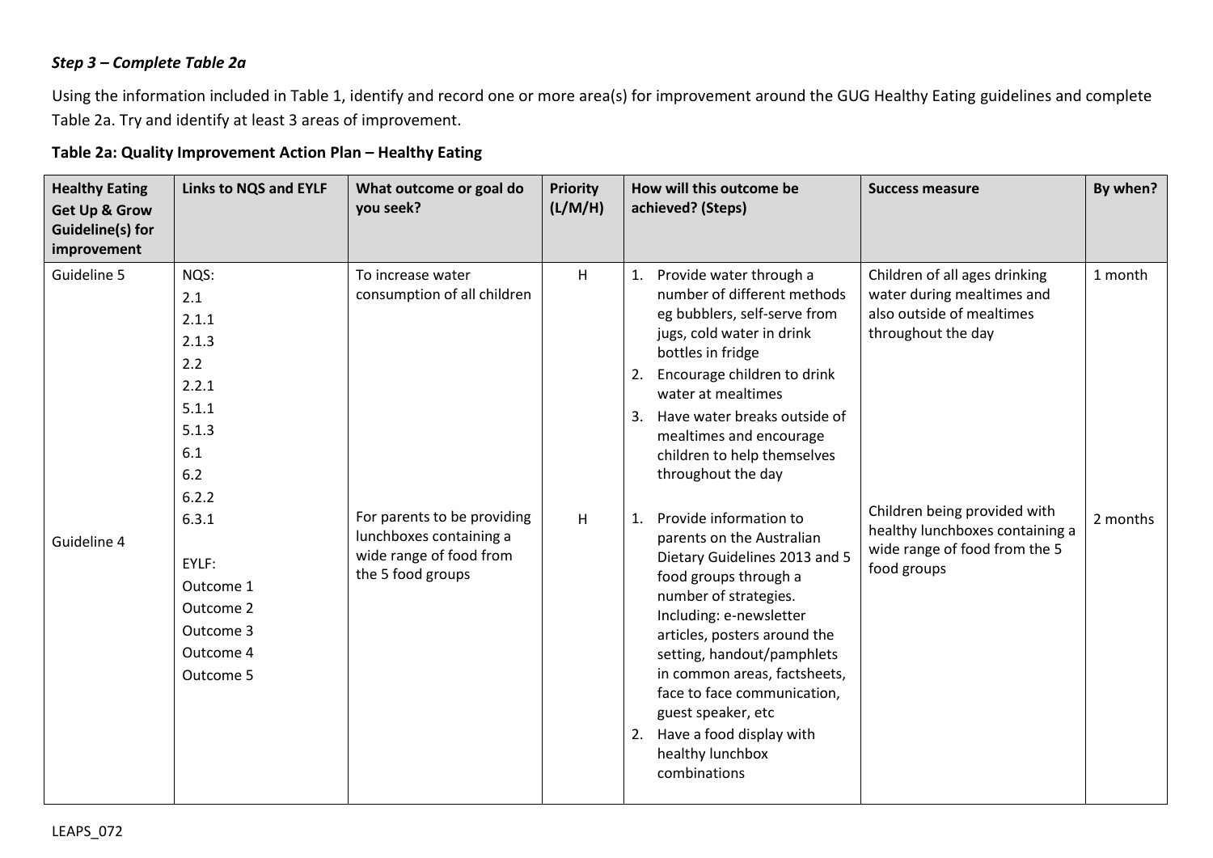*Step 3 – Complete Table 2a*

Using the information included in Table 1, identify and record one or more area(s) for improvement around the GUG Healthy Eating guidelines and complete Table 2a. Try and identify at least 3 areas of improvement.

**Table 2a: Quality Improvement Action Plan – Healthy Eating**

| Healthy Eating Get Up & Grow Guideline(s) for improvement | Links to NQS and EYLF | What outcome or goal do you seek? | Priority (L/M/H) | How will this outcome be achieved? (Steps) | Success measure | By when? |
|---|---|---|---|---|---|---|
| Guideline 5 | NQS:<br>2.1<br>2.1.1<br>2.1.3<br>2.2<br>2.2.1<br>5.1.1<br>5.1.3<br>6.1<br>6.2<br>6.2.2<br>6.3.1<br><br>EYLF:<br>Outcome 1<br>Outcome 2<br>Outcome 3<br>Outcome 4<br>Outcome 5 | To increase water consumption of all children | H | 1. Provide water through a number of different methods eg bubblers, self-serve from jugs, cold water in drink bottles in fridge<br>2. Encourage children to drink water at mealtimes<br>3. Have water breaks outside of mealtimes and encourage children to help themselves throughout the day | Children of all ages drinking water during mealtimes and also outside of mealtimes throughout the day | 1 month |
| Guideline 4 | | For parents to be providing lunchboxes containing a wide range of food from the 5 food groups | H | 1. Provide information to parents on the Australian Dietary Guidelines 2013 and 5 food groups through a number of strategies. Including: e-newsletter articles, posters around the setting, handout/pamphlets in common areas, factsheets, face to face communication, guest speaker, etc<br>2. Have a food display with healthy lunchbox combinations | Children being provided with healthy lunchboxes containing a wide range of food from the 5 food groups | 2 months |

LEAPS_072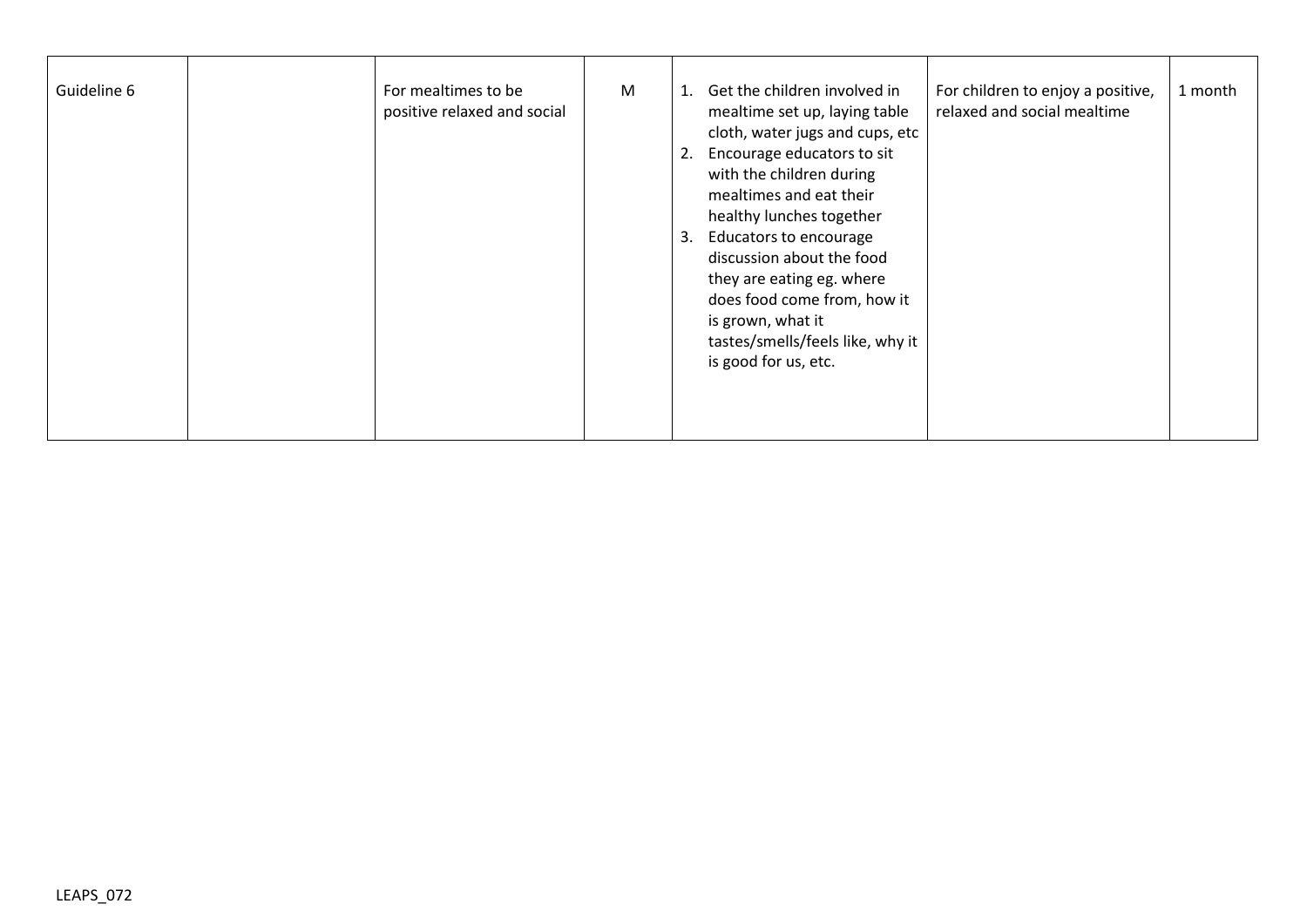| | | | | | | |
|---|---|---|---|---|---|---|
| Guideline 6 | | For mealtimes to be positive relaxed and social | M | 1. Get the children involved in mealtime set up, laying table cloth, water jugs and cups, etc<br>2. Encourage educators to sit with the children during mealtimes and eat their healthy lunches together<br>3. Educators to encourage discussion about the food they are eating eg. where does food come from, how it is grown, what it tastes/smells/feels like, why it is good for us, etc. | For children to enjoy a positive, relaxed and social mealtime | 1 month |

LEAPS_072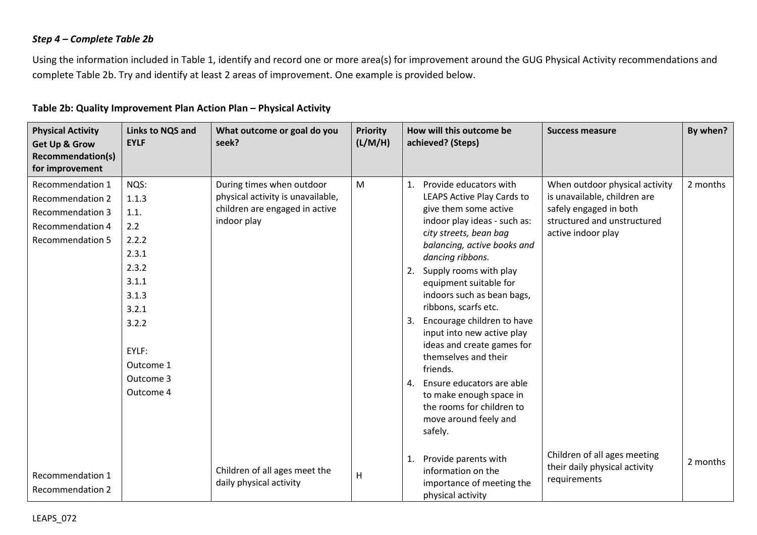### *Step 4 – Complete Table 2b*

Using the information included in Table 1, identify and record one or more area(s) for improvement around the GUG Physical Activity recommendations and complete Table 2b. Try and identify at least 2 areas of improvement. One example is provided below.

**Table 2b: Quality Improvement Plan Action Plan – Physical Activity**

| Physical Activity Get Up & Grow Recommendation(s) for improvement | Links to NQS and EYLF | What outcome or goal do you seek? | Priority (L/M/H) | How will this outcome be achieved? (Steps) | Success measure | By when? |
|---|---|---|---|---|---|---|
| Recommendation 1<br>Recommendation 2<br>Recommendation 3<br>Recommendation 4<br>Recommendation 5 | NQS:<br>1.1.3<br>1.1.<br>2.2<br>2.2.2<br>2.3.1<br>2.3.2<br>3.1.1<br>3.1.3<br>3.2.1<br>3.2.2<br><br>EYLF:<br>Outcome 1<br>Outcome 3<br>Outcome 4 | During times when outdoor physical activity is unavailable, children are engaged in active indoor play | M | 1. Provide educators with LEAPS Active Play Cards to give them some active indoor play ideas - such as: *city streets, bean bag balancing, active books and dancing ribbons.*<br>2. Supply rooms with play equipment suitable for indoors such as bean bags, ribbons, scarfs etc.<br>3. Encourage children to have input into new active play ideas and create games for themselves and their friends.<br>4. Ensure educators are able to make enough space in the rooms for children to move around feely and safely. | When outdoor physical activity is unavailable, children are safely engaged in both structured and unstructured active indoor play | 2 months |
| Recommendation 1<br>Recommendation 2 | | Children of all ages meet the daily physical activity | H | 1. Provide parents with information on the importance of meeting the physical activity | Children of all ages meeting their daily physical activity requirements | 2 months |

LEAPS_072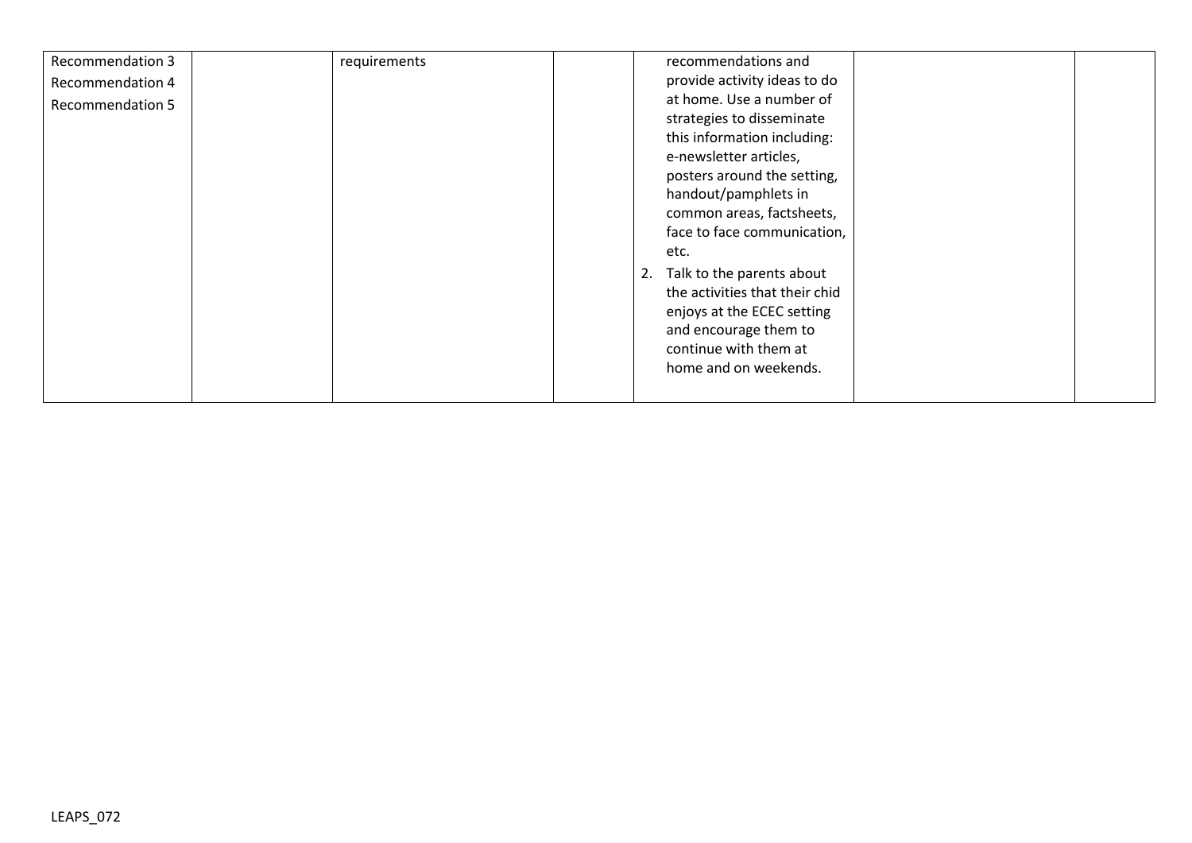| | | | | | | |
|---|---|---|---|---|---|---|
| Recommendation 3<br>Recommendation 4<br>Recommendation 5 | | requirements | | recommendations and provide activity ideas to do at home. Use a number of strategies to disseminate this information including: e-newsletter articles, posters around the setting, handout/pamphlets in common areas, factsheets, face to face communication, etc.<br>2. Talk to the parents about the activities that their chid enjoys at the ECEC setting and encourage them to continue with them at home and on weekends. | | |

LEAPS_072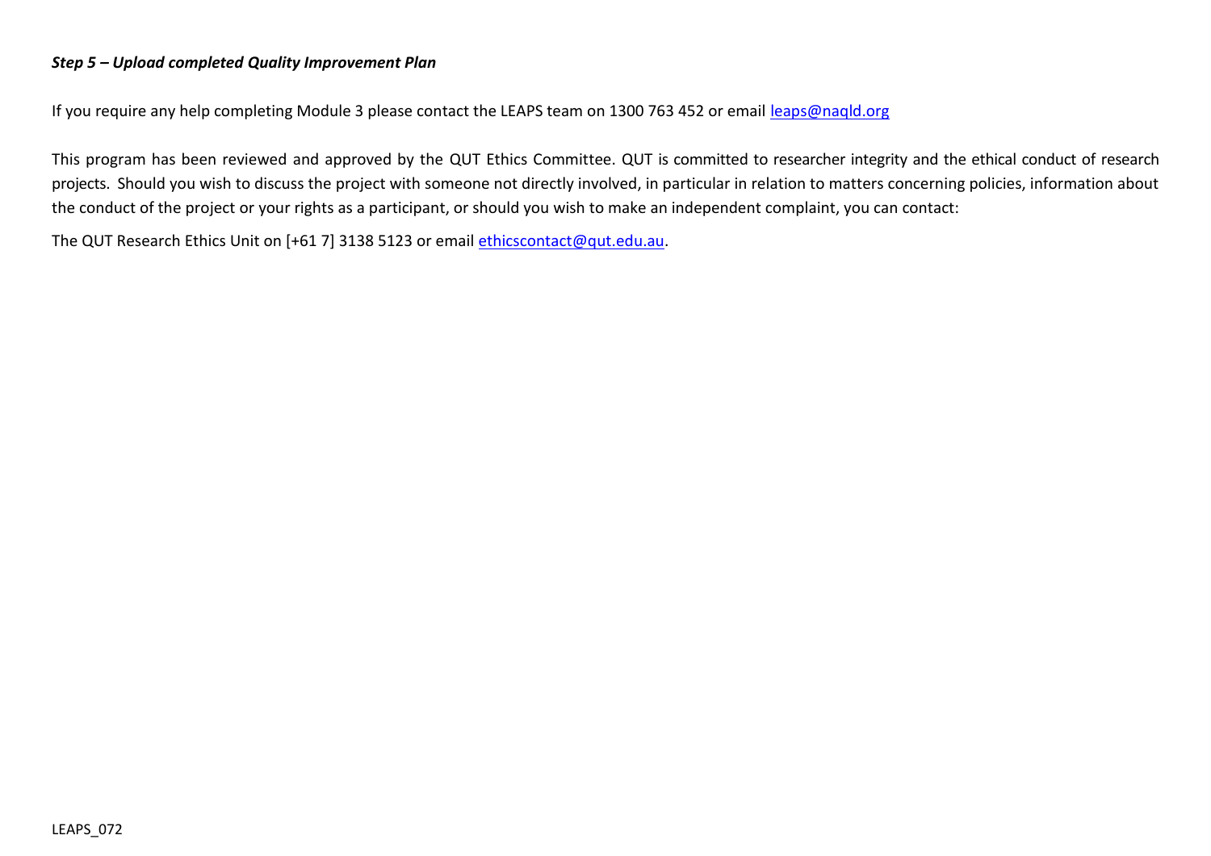***Step 5 – Upload completed Quality Improvement Plan***

If you require any help completing Module 3 please contact the LEAPS team on 1300 763 452 or email leaps@naqld.org

This program has been reviewed and approved by the QUT Ethics Committee. QUT is committed to researcher integrity and the ethical conduct of research projects. Should you wish to discuss the project with someone not directly involved, in particular in relation to matters concerning policies, information about the conduct of the project or your rights as a participant, or should you wish to make an independent complaint, you can contact:

The QUT Research Ethics Unit on [+61 7] 3138 5123 or email ethicscontact@qut.edu.au.

LEAPS_072